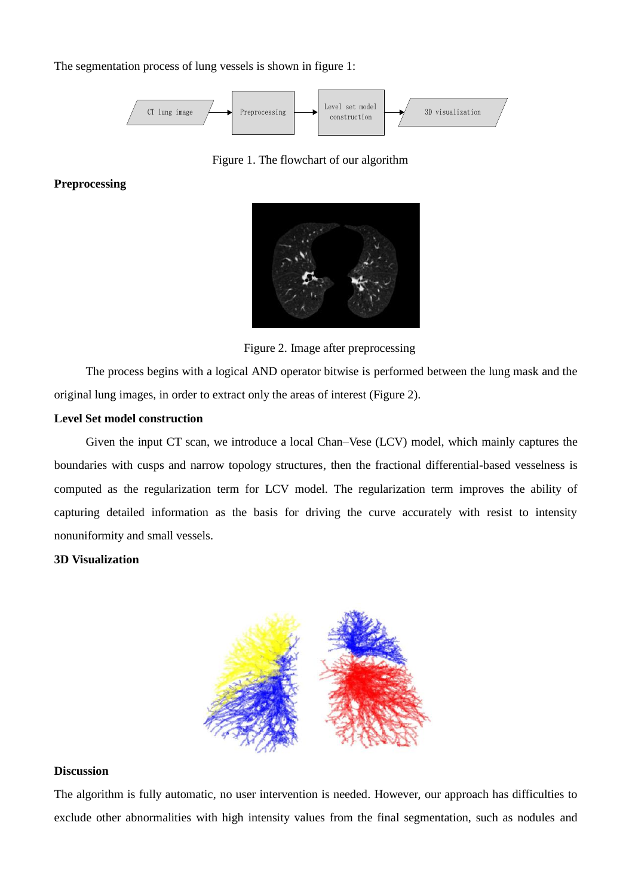The segmentation process of lung vessels is shown in figure 1:

Figure 1. The flowchart of our algorithm

**Preprocessing**

Figure 2. Image after preprocessing

The process begins with a logical AND operator bitwise is performed between the lung mask and the original lung images, in order to extract only the areas of interest (Figure 2).

**Level Set model construction**

Given the input CT scan, we introduce a local Chan–Vese (LCV) model, which mainly captures the boundaries with cusps and narrow topology structures, then the fractional differential-based vesselness is computed as the regularization term for LCV model. The regularization term improves the ability of capturing detailed information as the basis for driving the curve accurately with resist to intensity nonuniformity and small vessels.

**3D Visualization**

**Discussion**

The algorithm is fully automatic, no user intervention is needed. However, our approach has difficulties to exclude other abnormalities with high intensity values from the final segmentation, such as nodules and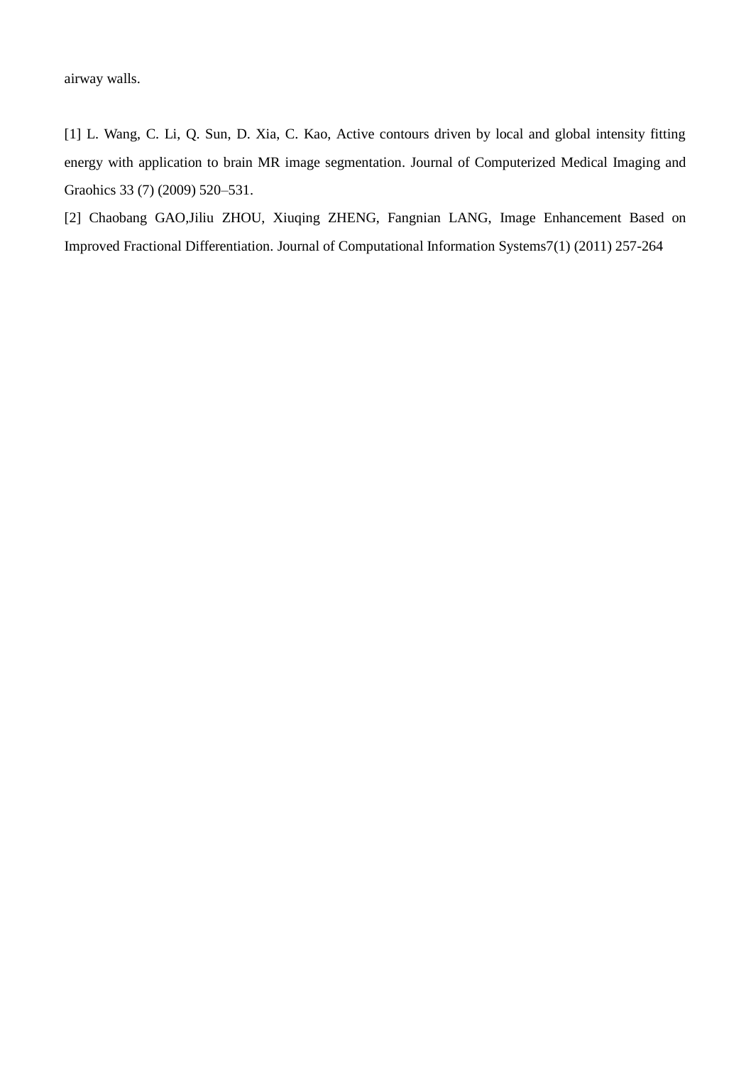airway walls.

[1] L. Wang, C. Li, Q. Sun, D. Xia, C. Kao, Active contours driven by local and global intensity fitting energy with application to brain MR image segmentation. Journal of Computerized Medical Imaging and Graohics 33 (7) (2009) 520–531.

[2] Chaobang GAO,Jiliu ZHOU, Xiuqing ZHENG, Fangnian LANG, Image Enhancement Based on Improved Fractional Differentiation. Journal of Computational Information Systems7(1) (2011) 257-264